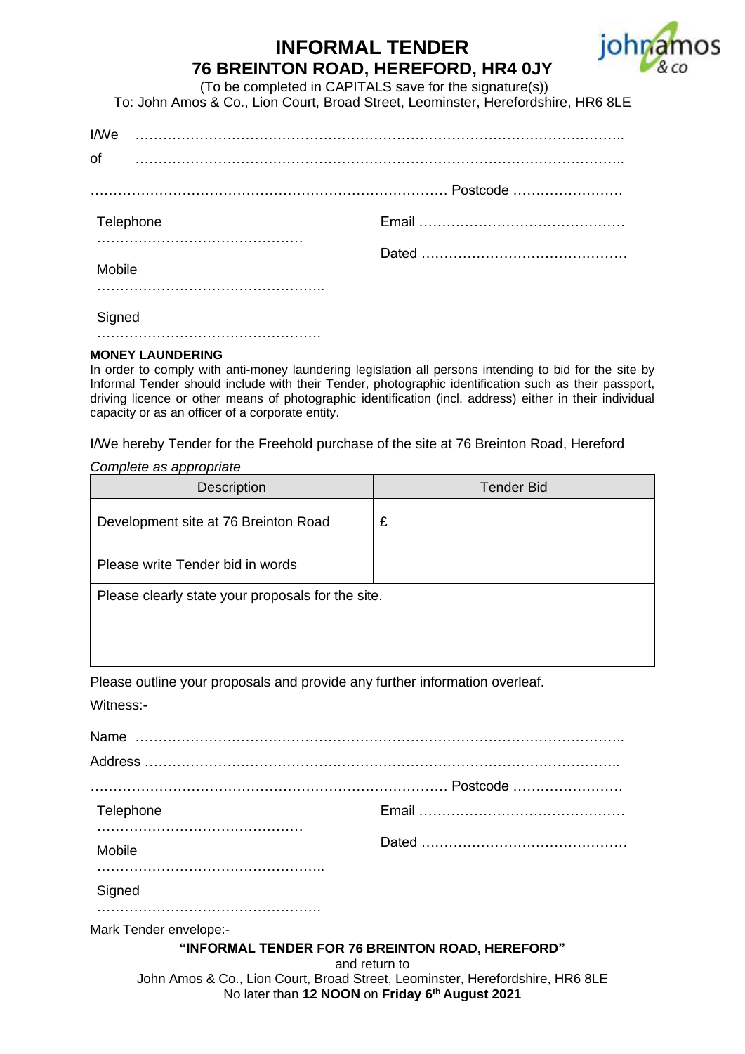# INFORMAL TENDER

## 76 BREINTON ROAD, HEREFORD, HR4 0JY

(To be completed in CAPITALS save for the signature(s))

To: John Amos & Co., Lion Court, Broad Street, Leominster, Herefordshire, HR6 8LE

I/We ………………………………………………………………………………………………..

of ………………………………………………………………………………………………..

…………………………………………………………………… Postcode ……………………

Telephone ………………………………………

Email ………………………………………

Dated ………………………………………

Mobile …………………………………………..

Signed ………………………………………….

**MONEY LAUNDERING**

In order to comply with anti-money laundering legislation all persons intending to bid for the site by Informal Tender should include with their Tender, photographic identification such as their passport, driving licence or other means of photographic identification (incl. address) either in their individual capacity or as an officer of a corporate entity.

I/We hereby Tender for the Freehold purchase of the site at 76 Breinton Road, Hereford

*Complete as appropriate*

| Description | Tender Bid |
|---|---|
| Development site at 76 Breinton Road | £ |
| Please write Tender bid in words | |
| Please clearly state your proposals for the site. | |

Please outline your proposals and provide any further information overleaf.

Witness:-

Name ………………………………………………………………………………………………..

Address ……………………………………………………………………………………………..

…………………………………………………………………… Postcode ……………………

Telephone ………………………………………

Email ………………………………………

Dated ………………………………………

Mobile …………………………………………..

Signed ………………………………………….

Mark Tender envelope:-

**"INFORMAL TENDER FOR 76 BREINTON ROAD, HEREFORD"**

and return to

John Amos & Co., Lion Court, Broad Street, Leominster, Herefordshire, HR6 8LE

No later than **12 NOON** on **Friday 6th August 2021**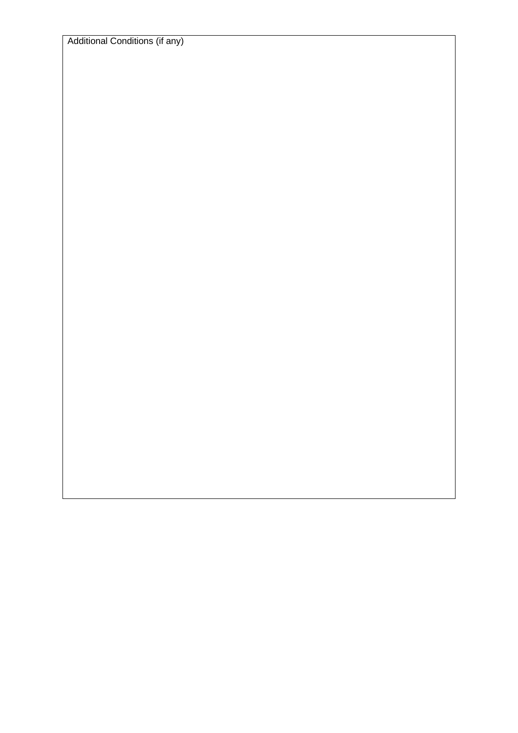Additional Conditions (if any)